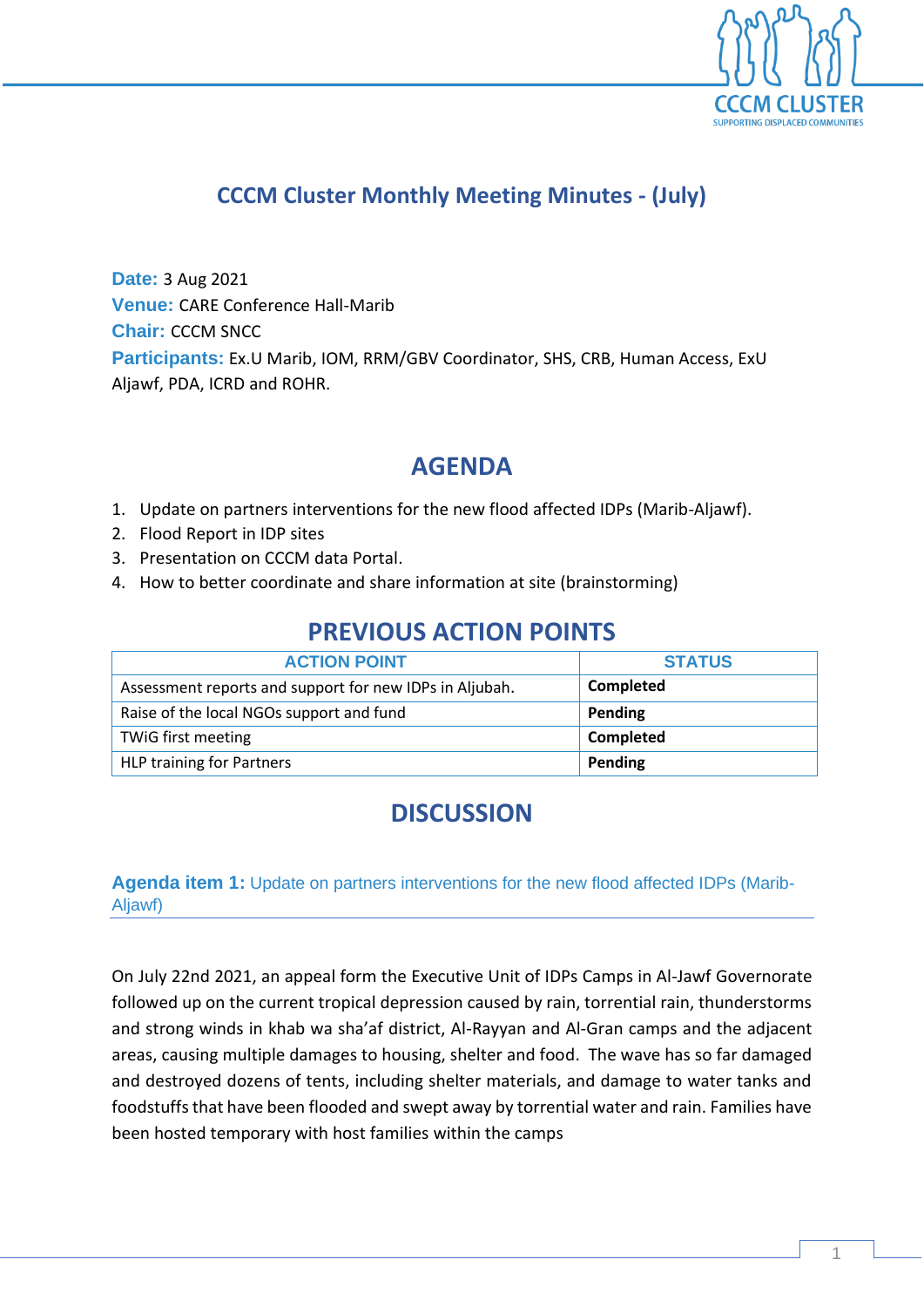# CCCM Cluster Monthly Meeting Minutes - (July)

**Date:** 3 Aug 2021
**Venue:** CARE Conference Hall-Marib
**Chair:** CCCM SNCC
**Participants:** Ex.U Marib, IOM, RRM/GBV Coordinator, SHS, CRB, Human Access, ExU Aljawf, PDA, ICRD and ROHR.

## AGENDA

1. Update on partners interventions for the new flood affected IDPs (Marib-Aljawf).
2. Flood Report in IDP sites
3. Presentation on CCCM data Portal.
4. How to better coordinate and share information at site (brainstorming)

## PREVIOUS ACTION POINTS

| ACTION POINT | STATUS |
|---|---|
| Assessment reports and support for new IDPs in Aljubah. | **Completed** |
| Raise of the local NGOs support and fund | **Pending** |
| TWiG first meeting | **Completed** |
| HLP training for Partners | **Pending** |

## DISCUSSION

### Agenda item 1: Update on partners interventions for the new flood affected IDPs (Marib-Aljawf)

On July 22nd 2021, an appeal form the Executive Unit of IDPs Camps in Al-Jawf Governorate followed up on the current tropical depression caused by rain, torrential rain, thunderstorms and strong winds in khab wa sha'af district, Al-Rayyan and Al-Gran camps and the adjacent areas, causing multiple damages to housing, shelter and food. The wave has so far damaged and destroyed dozens of tents, including shelter materials, and damage to water tanks and foodstuffs that have been flooded and swept away by torrential water and rain. Families have been hosted temporary with host families within the camps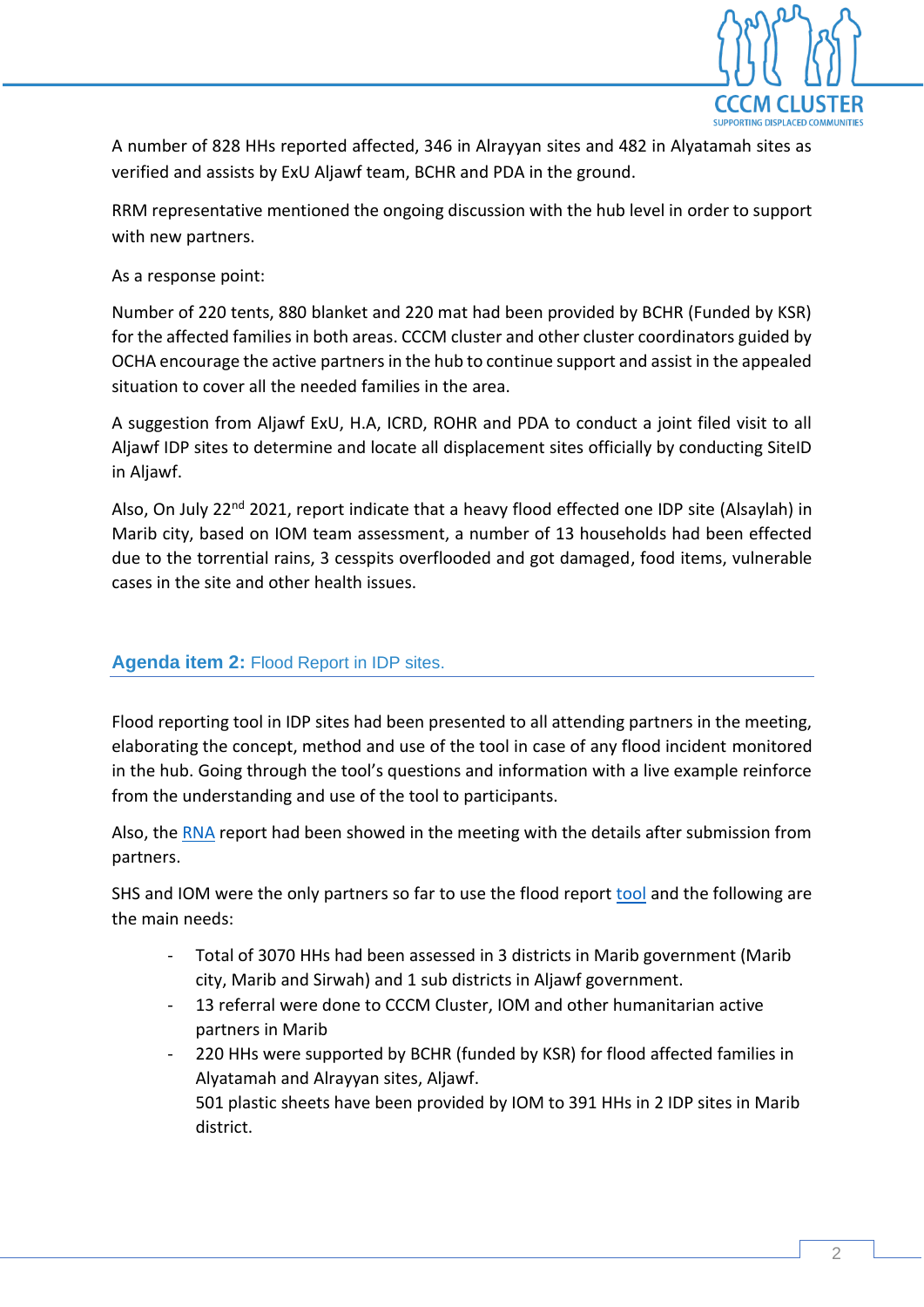A number of 828 HHs reported affected, 346 in Alrayyan sites and 482 in Alyatamah sites as verified and assists by ExU Aljawf team, BCHR and PDA in the ground.

RRM representative mentioned the ongoing discussion with the hub level in order to support with new partners.

As a response point:

Number of 220 tents, 880 blanket and 220 mat had been provided by BCHR (Funded by KSR) for the affected families in both areas. CCCM cluster and other cluster coordinators guided by OCHA encourage the active partners in the hub to continue support and assist in the appealed situation to cover all the needed families in the area.

A suggestion from Aljawf ExU, H.A, ICRD, ROHR and PDA to conduct a joint filed visit to all Aljawf IDP sites to determine and locate all displacement sites officially by conducting SiteID in Aljawf.

Also, On July 22nd 2021, report indicate that a heavy flood effected one IDP site (Alsaylah) in Marib city, based on IOM team assessment, a number of 13 households had been effected due to the torrential rains, 3 cesspits overflooded and got damaged, food items, vulnerable cases in the site and other health issues.

## **Agenda item 2:** Flood Report in IDP sites.

Flood reporting tool in IDP sites had been presented to all attending partners in the meeting, elaborating the concept, method and use of the tool in case of any flood incident monitored in the hub. Going through the tool's questions and information with a live example reinforce from the understanding and use of the tool to participants.

Also, the RNA report had been showed in the meeting with the details after submission from partners.

SHS and IOM were the only partners so far to use the flood report tool and the following are the main needs:

- Total of 3070 HHs had been assessed in 3 districts in Marib government (Marib city, Marib and Sirwah) and 1 sub districts in Aljawf government.
- 13 referral were done to CCCM Cluster, IOM and other humanitarian active partners in Marib
- 220 HHs were supported by BCHR (funded by KSR) for flood affected families in Alyatamah and Alrayyan sites, Aljawf.
  501 plastic sheets have been provided by IOM to 391 HHs in 2 IDP sites in Marib district.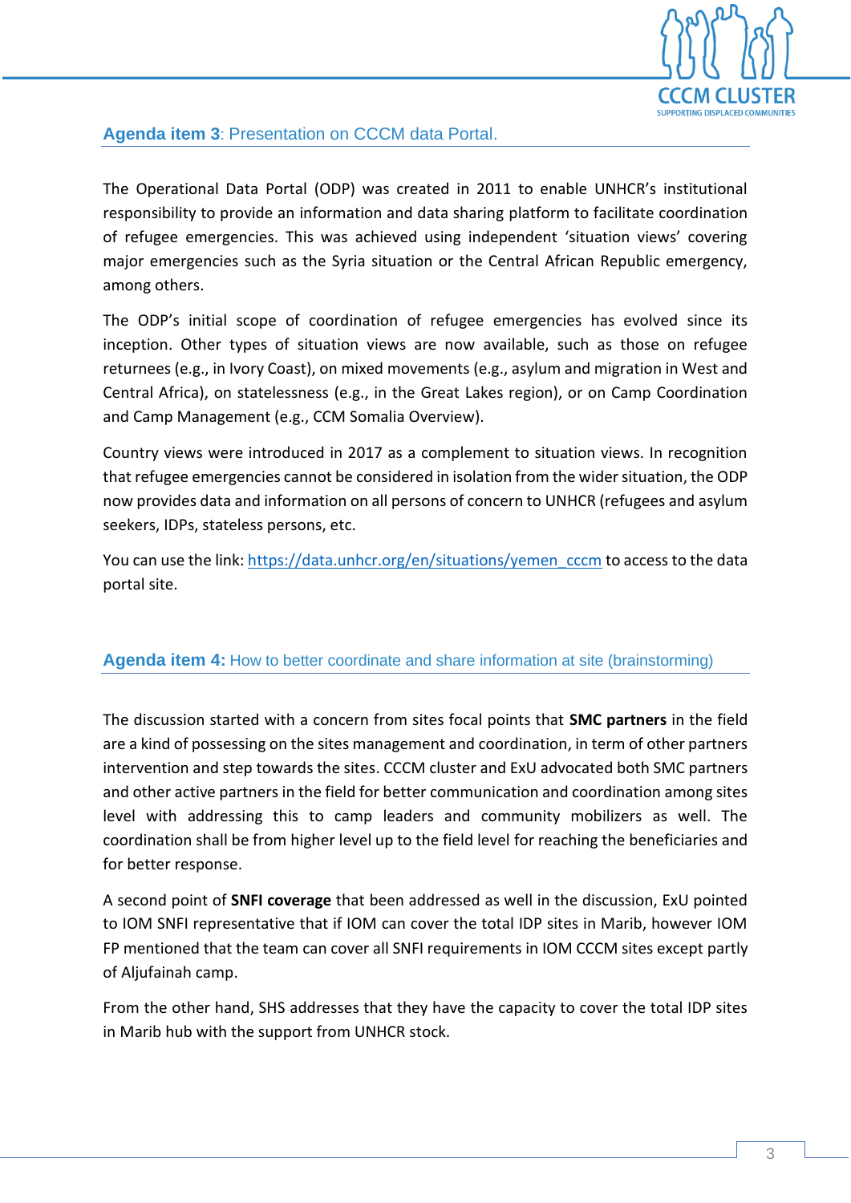## **Agenda item 3**: Presentation on CCCM data Portal.

The Operational Data Portal (ODP) was created in 2011 to enable UNHCR's institutional responsibility to provide an information and data sharing platform to facilitate coordination of refugee emergencies. This was achieved using independent 'situation views' covering major emergencies such as the Syria situation or the Central African Republic emergency, among others.

The ODP's initial scope of coordination of refugee emergencies has evolved since its inception. Other types of situation views are now available, such as those on refugee returnees (e.g., in Ivory Coast), on mixed movements (e.g., asylum and migration in West and Central Africa), on statelessness (e.g., in the Great Lakes region), or on Camp Coordination and Camp Management (e.g., CCM Somalia Overview).

Country views were introduced in 2017 as a complement to situation views. In recognition that refugee emergencies cannot be considered in isolation from the wider situation, the ODP now provides data and information on all persons of concern to UNHCR (refugees and asylum seekers, IDPs, stateless persons, etc.

You can use the link: https://data.unhcr.org/en/situations/yemen_cccm to access to the data portal site.

## **Agenda item 4:** How to better coordinate and share information at site (brainstorming)

The discussion started with a concern from sites focal points that **SMC partners** in the field are a kind of possessing on the sites management and coordination, in term of other partners intervention and step towards the sites. CCCM cluster and ExU advocated both SMC partners and other active partners in the field for better communication and coordination among sites level with addressing this to camp leaders and community mobilizers as well. The coordination shall be from higher level up to the field level for reaching the beneficiaries and for better response.

A second point of **SNFI coverage** that been addressed as well in the discussion, ExU pointed to IOM SNFI representative that if IOM can cover the total IDP sites in Marib, however IOM FP mentioned that the team can cover all SNFI requirements in IOM CCCM sites except partly of Aljufainah camp.

From the other hand, SHS addresses that they have the capacity to cover the total IDP sites in Marib hub with the support from UNHCR stock.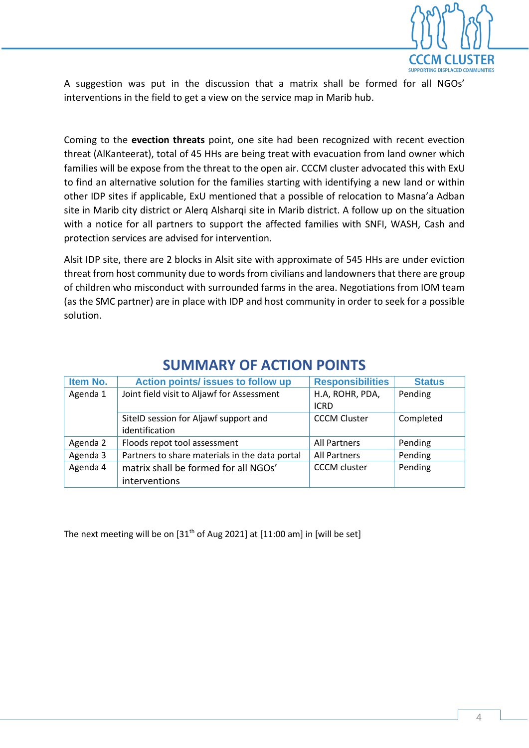A suggestion was put in the discussion that a matrix shall be formed for all NGOs' interventions in the field to get a view on the service map in Marib hub.

Coming to the **evection threats** point, one site had been recognized with recent evection threat (AlKanteerat), total of 45 HHs are being treat with evacuation from land owner which families will be expose from the threat to the open air. CCCM cluster advocated this with ExU to find an alternative solution for the families starting with identifying a new land or within other IDP sites if applicable, ExU mentioned that a possible of relocation to Masna'a Adban site in Marib city district or Alerq Alsharqi site in Marib district. A follow up on the situation with a notice for all partners to support the affected families with SNFI, WASH, Cash and protection services are advised for intervention.

Alsit IDP site, there are 2 blocks in Alsit site with approximate of 545 HHs are under eviction threat from host community due to words from civilians and landowners that there are group of children who misconduct with surrounded farms in the area. Negotiations from IOM team (as the SMC partner) are in place with IDP and host community in order to seek for a possible solution.

## SUMMARY OF ACTION POINTS

| Item No. | Action points/ issues to follow up | Responsibilities | Status |
|---|---|---|---|
| Agenda 1 | Joint field visit to Aljawf for Assessment | H.A, ROHR, PDA, ICRD | Pending |
| | SiteID session for Aljawf support and identification | CCCM Cluster | Completed |
| Agenda 2 | Floods repot tool assessment | All Partners | Pending |
| Agenda 3 | Partners to share materials in the data portal | All Partners | Pending |
| Agenda 4 | matrix shall be formed for all NGOs' interventions | CCCM cluster | Pending |

The next meeting will be on [31th of Aug 2021] at [11:00 am] in [will be set]